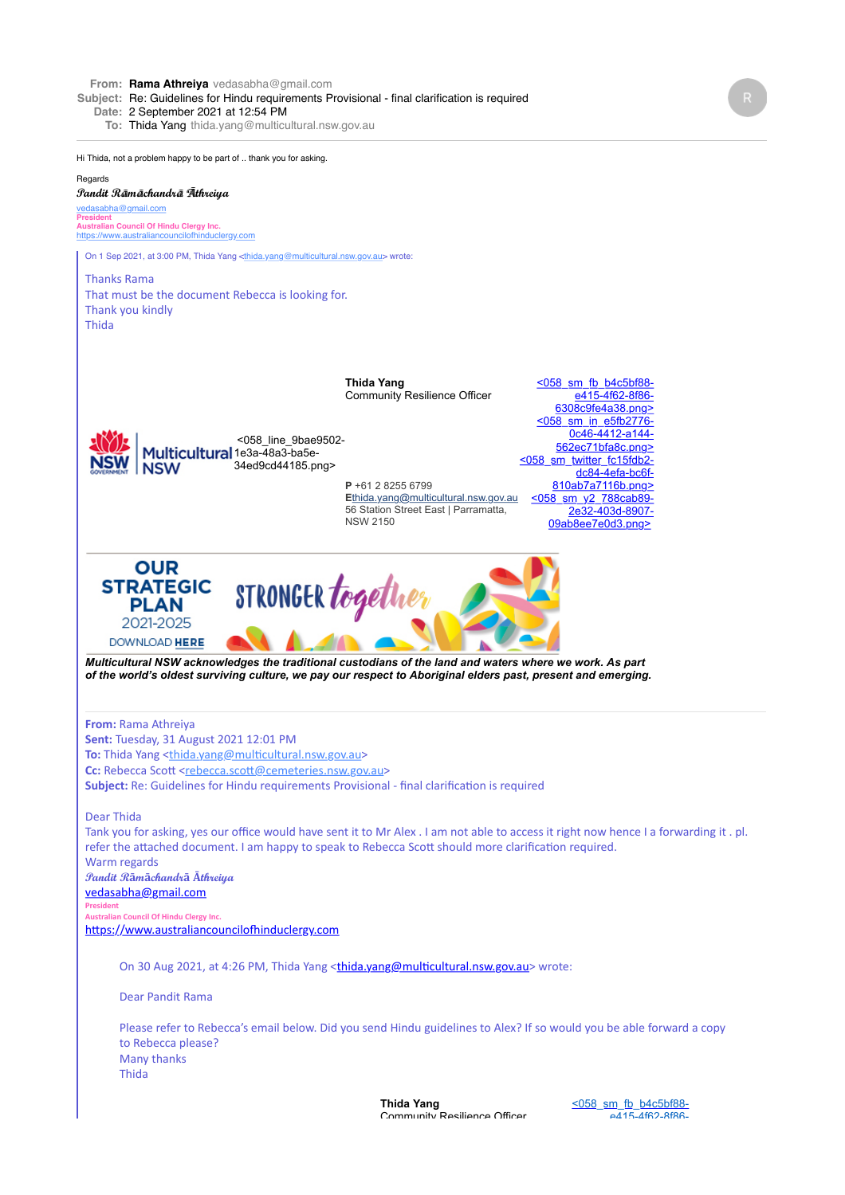**From:** Rama Athreiya vedasabha@gmail.com
**Subject:** Re: Guidelines for Hindu requirements Provisional - final clarification is required
**Date:** 2 September 2021 at 12:54 PM
**To:** Thida Yang thida.yang@multicultural.nsw.gov.au

Hi Thida, not a problem happy to be part of .. thank you for asking.

Regards

*Pandit Rāmāchandrā Āthreiya*

vedasabha@gmail.com
President
Australian Council Of Hindu Clergy Inc.
https://www.australiancouncilofhinduclergy.com

On 1 Sep 2021, at 3:00 PM, Thida Yang <thida.yang@multicultural.nsw.gov.au> wrote:

Thanks Rama
That must be the document Rebecca is looking for.
Thank you kindly
Thida

NSW GOVERNMENT | Multicultural NSW

<058_line_9bae9502-1e3a-48a3-ba5e-34ed9cd44185.png>

**Thida Yang**
Community Resilience Officer

**P** +61 2 8255 6799
**E** thida.yang@multicultural.nsw.gov.au
56 Station Street East | Parramatta, NSW 2150

<058_sm_fb_b4c5bf88-e415-4f62-8f86-6308c9fe4a38.png>
<058_sm_in_e5fb2776-0c46-4412-a144-562ec71bfa8c.png>
<058_sm_twitter_fc15fdb2-dc84-4efa-bc6f-810ab7a7116b.png>
<058_sm_y2_788cab89-2e32-403d-8907-09ab8ee7e0d3.png>

OUR STRATEGIC PLAN 2021-2025
DOWNLOAD HERE
STRONGER together

***Multicultural NSW acknowledges the traditional custodians of the land and waters where we work. As part of the world's oldest surviving culture, we pay our respect to Aboriginal elders past, present and emerging.***

---

**From:** Rama Athreiya
**Sent:** Tuesday, 31 August 2021 12:01 PM
**To:** Thida Yang <thida.yang@multicultural.nsw.gov.au>
**Cc:** Rebecca Scott <rebecca.scott@cemeteries.nsw.gov.au>
**Subject:** Re: Guidelines for Hindu requirements Provisional - final clarification is required

Dear Thida
Tank you for asking, yes our office would have sent it to Mr Alex . I am not able to access it right now hence I a forwarding it . pl. refer the attached document. I am happy to speak to Rebecca Scott should more clarification required.
Warm regards
*Pandit Rāmāchandrā Āthreiya*
vedasabha@gmail.com
President
Australian Council Of Hindu Clergy Inc.
https://www.australiancouncilofhinduclergy.com

On 30 Aug 2021, at 4:26 PM, Thida Yang <thida.yang@multicultural.nsw.gov.au> wrote:

Dear Pandit Rama

Please refer to Rebecca's email below. Did you send Hindu guidelines to Alex? If so would you be able forward a copy to Rebecca please?
Many thanks
Thida

**Thida Yang**
Community Resilience Officer

<058_sm_fb_b4c5bf88-e415-4f62-8f86-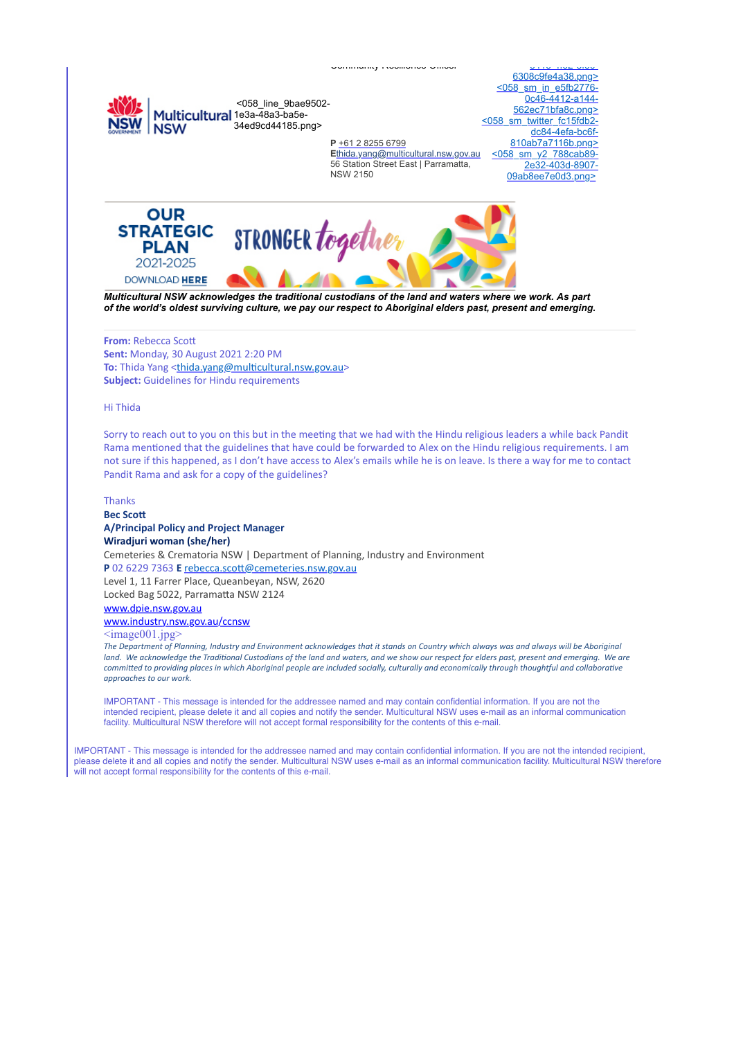Community Resilience Officer

<058_line_9bae9502-1e3a-48a3-ba5e-34ed9cd44185.png>

P +61 2 8255 6799
E thida.yang@multicultural.nsw.gov.au
56 Station Street East | Parramatta, NSW 2150

6308c9fe4a38.png>
<058_sm_in_e5fb2776-0c46-4412-a144-562ec71bfa8c.png>
<058_sm_twitter_fc15fdb2-dc84-4efa-bc6f-810ab7a7116b.png>
<058_sm_y2_788cab89-2e32-403d-8907-09ab8ee7e0d3.png>

OUR STRATEGIC PLAN 2021-2025
DOWNLOAD HERE
STRONGER together

***Multicultural NSW acknowledges the traditional custodians of the land and waters where we work. As part of the world's oldest surviving culture, we pay our respect to Aboriginal elders past, present and emerging.***

---

**From:** Rebecca Scott
**Sent:** Monday, 30 August 2021 2:20 PM
**To:** Thida Yang <thida.yang@multicultural.nsw.gov.au>
**Subject:** Guidelines for Hindu requirements

Hi Thida

Sorry to reach out to you on this but in the meeting that we had with the Hindu religious leaders a while back Pandit Rama mentioned that the guidelines that have could be forwarded to Alex on the Hindu religious requirements. I am not sure if this happened, as I don't have access to Alex's emails while he is on leave. Is there a way for me to contact Pandit Rama and ask for a copy of the guidelines?

Thanks
**Bec Scott**
**A/Principal Policy and Project Manager**
**Wiradjuri woman (she/her)**
Cemeteries & Crematoria NSW | Department of Planning, Industry and Environment
**P** 02 6229 7363 **E** rebecca.scott@cemeteries.nsw.gov.au
Level 1, 11 Farrer Place, Queanbeyan, NSW, 2620
Locked Bag 5022, Parramatta NSW 2124
www.dpie.nsw.gov.au
www.industry.nsw.gov.au/ccnsw
<image001.jpg>

*The Department of Planning, Industry and Environment acknowledges that it stands on Country which always was and always will be Aboriginal land. We acknowledge the Traditional Custodians of the land and waters, and we show our respect for elders past, present and emerging. We are committed to providing places in which Aboriginal people are included socially, culturally and economically through thoughtful and collaborative approaches to our work.*

IMPORTANT - This message is intended for the addressee named and may contain confidential information. If you are not the intended recipient, please delete it and all copies and notify the sender. Multicultural NSW uses e-mail as an informal communication facility. Multicultural NSW therefore will not accept formal responsibility for the contents of this e-mail.

IMPORTANT - This message is intended for the addressee named and may contain confidential information. If you are not the intended recipient, please delete it and all copies and notify the sender. Multicultural NSW uses e-mail as an informal communication facility. Multicultural NSW therefore will not accept formal responsibility for the contents of this e-mail.